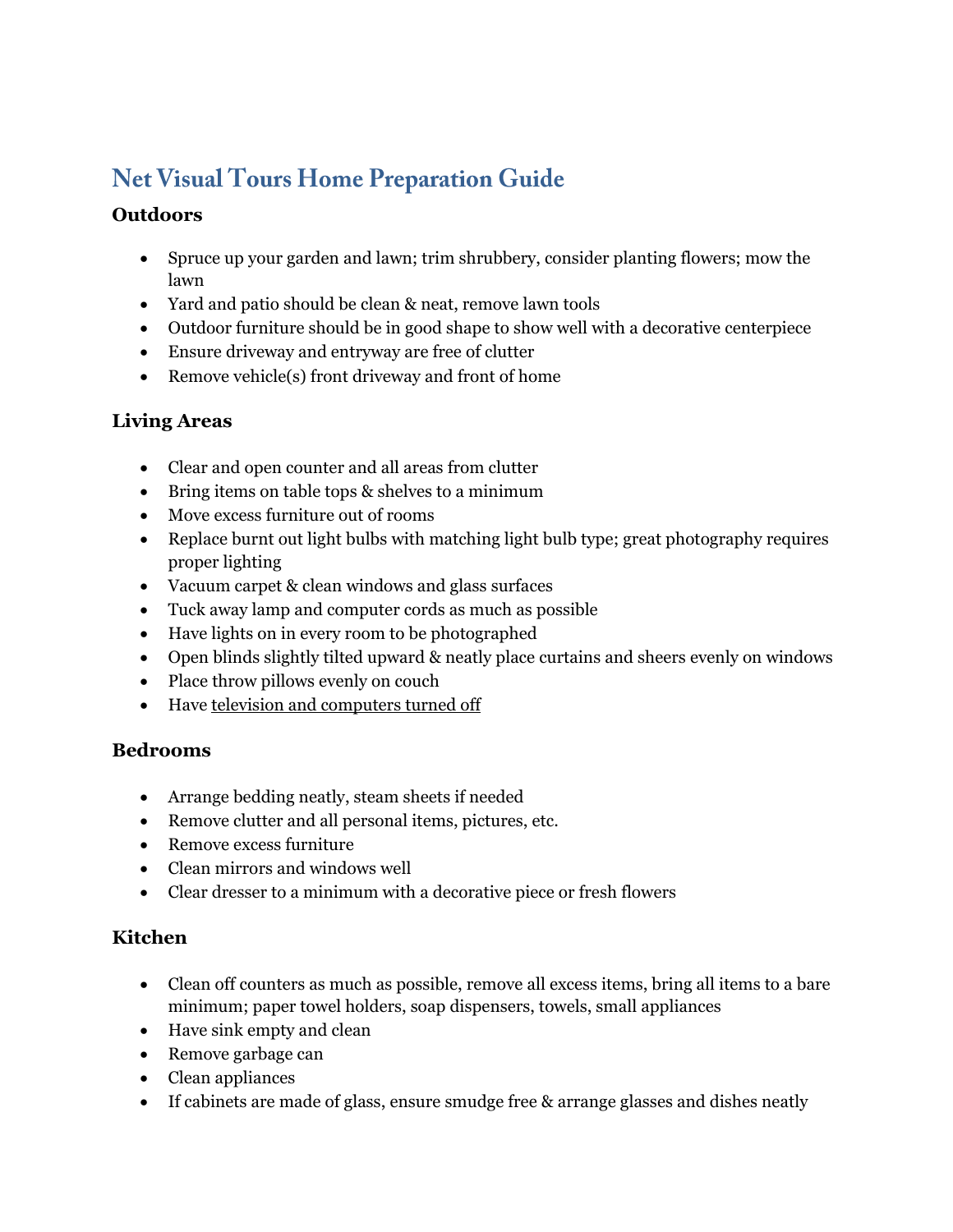# Net Visual Tours Home Preparation Guide

## Outdoors

- Spruce up your garden and lawn; trim shrubbery, consider planting flowers; mow the lawn
- Yard and patio should be clean & neat, remove lawn tools
- Outdoor furniture should be in good shape to show well with a decorative centerpiece
- Ensure driveway and entryway are free of clutter
- Remove vehicle(s) front driveway and front of home

## Living Areas

- Clear and open counter and all areas from clutter
- Bring items on table tops & shelves to a minimum
- Move excess furniture out of rooms
- Replace burnt out light bulbs with matching light bulb type; great photography requires proper lighting
- Vacuum carpet & clean windows and glass surfaces
- Tuck away lamp and computer cords as much as possible
- Have lights on in every room to be photographed
- Open blinds slightly tilted upward & neatly place curtains and sheers evenly on windows
- Place throw pillows evenly on couch
- Have television and computers turned off

## Bedrooms

- Arrange bedding neatly, steam sheets if needed
- Remove clutter and all personal items, pictures, etc.
- Remove excess furniture
- Clean mirrors and windows well
- Clear dresser to a minimum with a decorative piece or fresh flowers

## Kitchen

- Clean off counters as much as possible, remove all excess items, bring all items to a bare minimum; paper towel holders, soap dispensers, towels, small appliances
- Have sink empty and clean
- Remove garbage can
- Clean appliances
- If cabinets are made of glass, ensure smudge free & arrange glasses and dishes neatly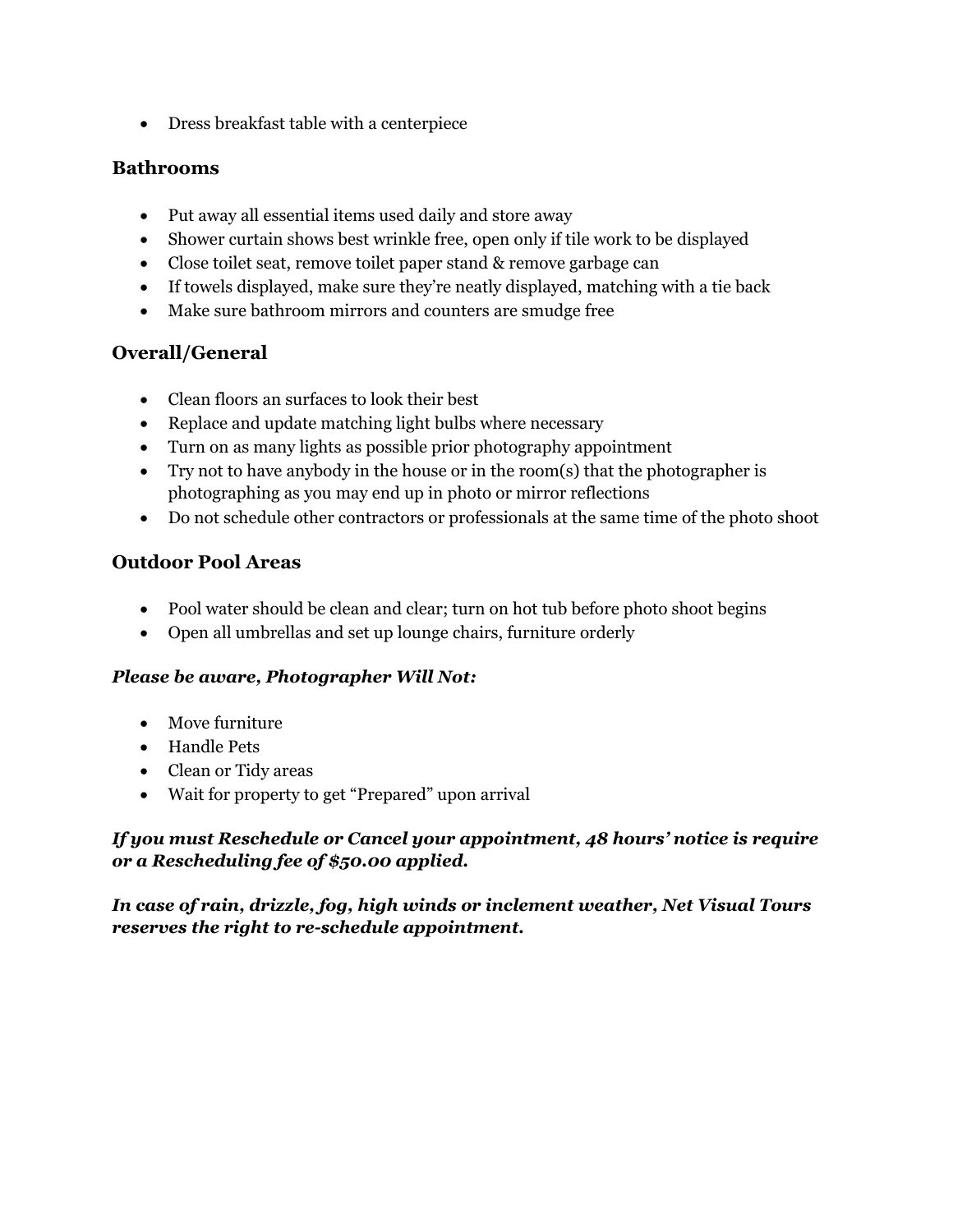- Dress breakfast table with a centerpiece

### Bathrooms

- Put away all essential items used daily and store away
- Shower curtain shows best wrinkle free, open only if tile work to be displayed
- Close toilet seat, remove toilet paper stand & remove garbage can
- If towels displayed, make sure they're neatly displayed, matching with a tie back
- Make sure bathroom mirrors and counters are smudge free

### Overall/General

- Clean floors an surfaces to look their best
- Replace and update matching light bulbs where necessary
- Turn on as many lights as possible prior photography appointment
- Try not to have anybody in the house or in the room(s) that the photographer is photographing as you may end up in photo or mirror reflections
- Do not schedule other contractors or professionals at the same time of the photo shoot

### Outdoor Pool Areas

- Pool water should be clean and clear; turn on hot tub before photo shoot begins
- Open all umbrellas and set up lounge chairs, furniture orderly

***Please be aware, Photographer Will Not:***

- Move furniture
- Handle Pets
- Clean or Tidy areas
- Wait for property to get "Prepared" upon arrival

***If you must Reschedule or Cancel your appointment, 48 hours' notice is require or a Rescheduling fee of $50.00 applied.***

***In case of rain, drizzle, fog, high winds or inclement weather, Net Visual Tours reserves the right to re-schedule appointment.***